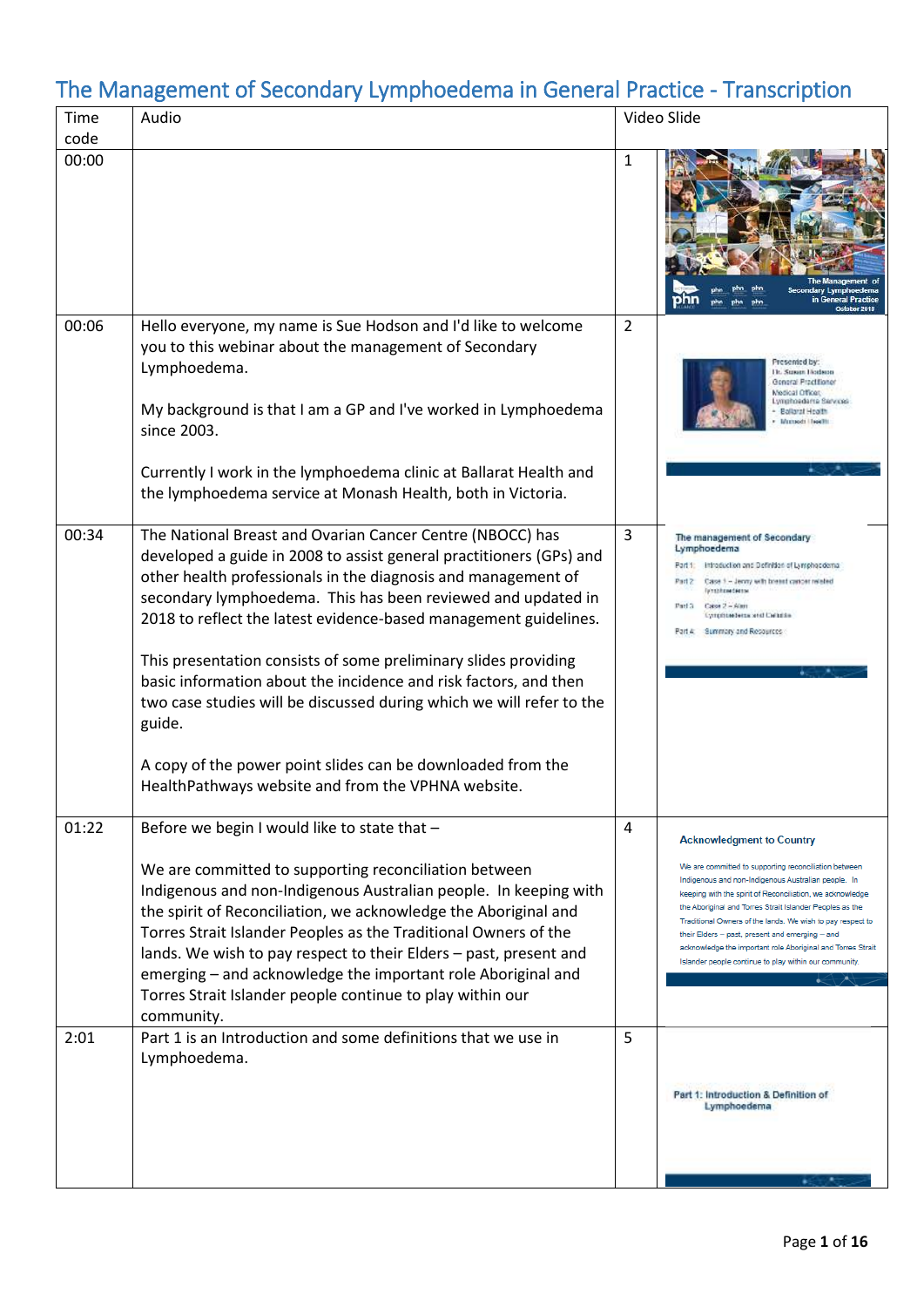# The Management of Secondary Lymphoedema in General Practice - Transcription

| Time code | Audio | Video Slide | |
|---|---|---|---|
| 00:00 | | 1 | The Management of Secondary Lymphoedema in General Practice October 2018 |
| 00:06 | Hello everyone, my name is Sue Hodson and I'd like to welcome you to this webinar about the management of Secondary Lymphoedema.<br><br>My background is that I am a GP and I've worked in Lymphoedema since 2003.<br><br>Currently I work in the lymphoedema clinic at Ballarat Health and the lymphoedema service at Monash Health, both in Victoria. | 2 | Presented by: Dr. Susan Hodson General Practitioner Medical Officer, Lymphoedema Services • Ballarat Health • Monash Health |
| 00:34 | The National Breast and Ovarian Cancer Centre (NBOCC) has developed a guide in 2008 to assist general practitioners (GPs) and other health professionals in the diagnosis and management of secondary lymphoedema. This has been reviewed and updated in 2018 to reflect the latest evidence-based management guidelines.<br><br>This presentation consists of some preliminary slides providing basic information about the incidence and risk factors, and then two case studies will be discussed during which we will refer to the guide.<br><br>A copy of the power point slides can be downloaded from the HealthPathways website and from the VPHNA website. | 3 | The management of Secondary Lymphoedema<br>Part 1 Introduction and Definition of Lymphoedema<br>Part 2 Case 1 – Jenny with breast cancer related lymphoedema<br>Part 3 Case 2 – Alan Lymphoedema and Cellulitis<br>Part 4 Summary and Resources |
| 01:22 | Before we begin I would like to state that –<br><br>We are committed to supporting reconciliation between Indigenous and non-Indigenous Australian people. In keeping with the spirit of Reconciliation, we acknowledge the Aboriginal and Torres Strait Islander Peoples as the Traditional Owners of the lands. We wish to pay respect to their Elders – past, present and emerging – and acknowledge the important role Aboriginal and Torres Strait Islander people continue to play within our community. | 4 | Acknowledgment to Country<br>We are committed to supporting reconciliation between Indigenous and non-Indigenous Australian people. In keeping with the spirit of Reconciliation, we acknowledge the Aboriginal and Torres Strait Islander Peoples as the Traditional Owners of the lands. We wish to pay respect to their Elders – past, present and emerging – and acknowledge the important role Aboriginal and Torres Strait Islander people continue to play within our community. |
| 2:01 | Part 1 is an Introduction and some definitions that we use in Lymphoedema. | 5 | Part 1: Introduction & Definition of Lymphoedema |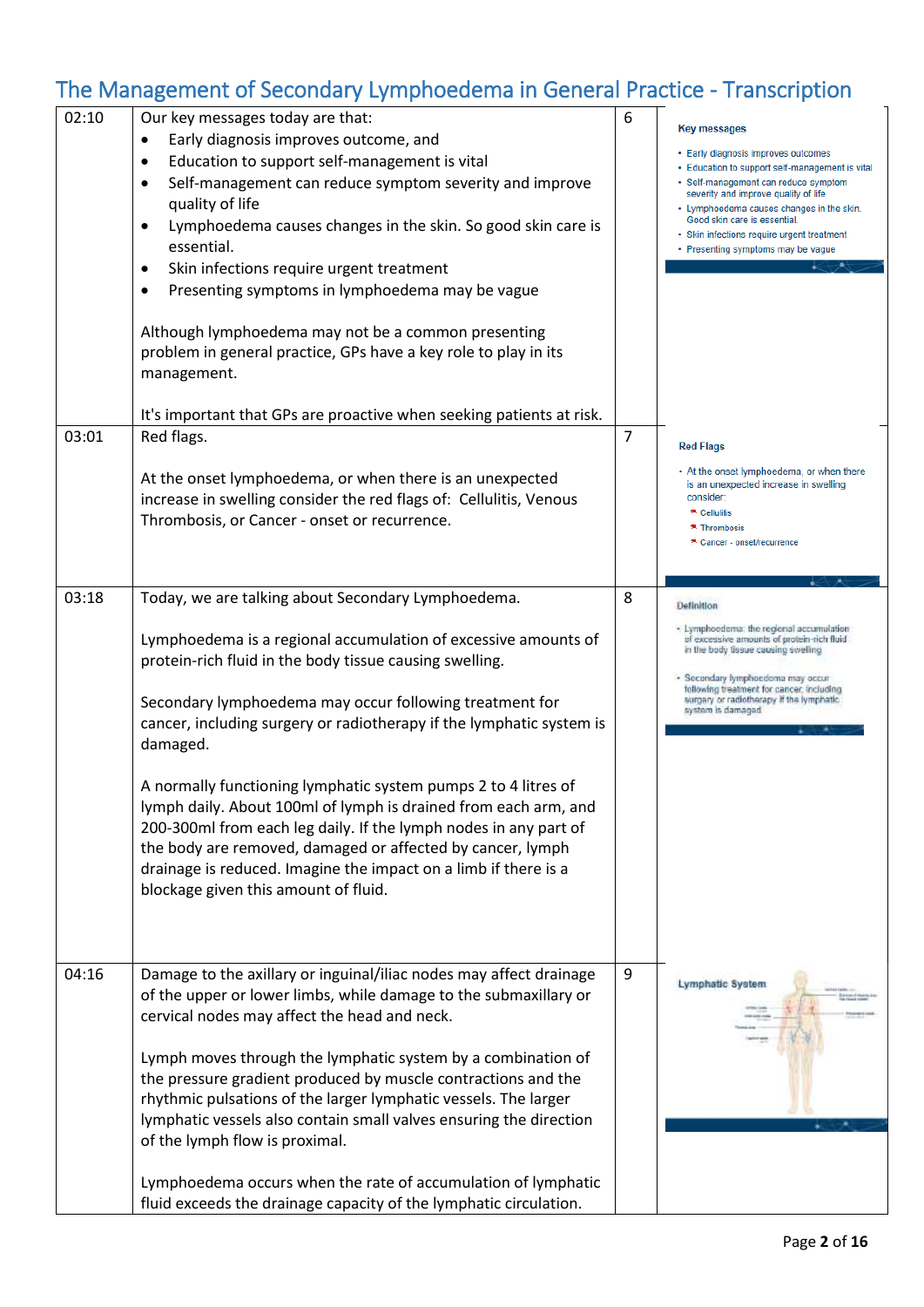# The Management of Secondary Lymphoedema in General Practice - Transcription

| Time | Transcript | Slide | Slide content |
| --- | --- | --- | --- |
| 02:10 | Our key messages today are that:<br>• Early diagnosis improves outcome, and<br>• Education to support self-management is vital<br>• Self-management can reduce symptom severity and improve quality of life<br>• Lymphoedema causes changes in the skin. So good skin care is essential.<br>• Skin infections require urgent treatment<br>• Presenting symptoms in lymphoedema may be vague<br><br>Although lymphoedema may not be a common presenting problem in general practice, GPs have a key role to play in its management.<br><br>It's important that GPs are proactive when seeking patients at risk. | 6 | **Key messages**<br>• Early diagnosis improves outcomes<br>• Education to support self-management is vital<br>• Self-management can reduce symptom severity and improve quality of life<br>• Lymphoedema causes changes in the skin. Good skin care is essential.<br>• Skin infections require urgent treatment<br>• Presenting symptoms may be vague |
| 03:01 | Red flags.<br><br>At the onset lymphoedema, or when there is an unexpected increase in swelling consider the red flags of: Cellulitis, Venous Thrombosis, or Cancer - onset or recurrence. | 7 | **Red Flags**<br>• At the onset lymphoedema, or when there is an unexpected increase in swelling consider:<br>* Cellulitis<br>* Thrombosis<br>* Cancer - onset/recurrence |
| 03:18 | Today, we are talking about Secondary Lymphoedema.<br><br>Lymphoedema is a regional accumulation of excessive amounts of protein-rich fluid in the body tissue causing swelling.<br><br>Secondary lymphoedema may occur following treatment for cancer, including surgery or radiotherapy if the lymphatic system is damaged.<br><br>A normally functioning lymphatic system pumps 2 to 4 litres of lymph daily. About 100ml of lymph is drained from each arm, and 200-300ml from each leg daily. If the lymph nodes in any part of the body are removed, damaged or affected by cancer, lymph drainage is reduced. Imagine the impact on a limb if there is a blockage given this amount of fluid. | 8 | **Definition**<br>• Lymphoedema: the regional accumulation of excessive amounts of protein-rich fluid in the body tissue causing swelling<br>• Secondary lymphoedema may occur following treatment for cancer, including surgery or radiotherapy if the lymphatic system is damaged |
| 04:16 | Damage to the axillary or inguinal/iliac nodes may affect drainage of the upper or lower limbs, while damage to the submaxillary or cervical nodes may affect the head and neck.<br><br>Lymph moves through the lymphatic system by a combination of the pressure gradient produced by muscle contractions and the rhythmic pulsations of the larger lymphatic vessels. The larger lymphatic vessels also contain small valves ensuring the direction of the lymph flow is proximal.<br><br>Lymphoedema occurs when the rate of accumulation of lymphatic fluid exceeds the drainage capacity of the lymphatic circulation. | 9 | **Lymphatic System** |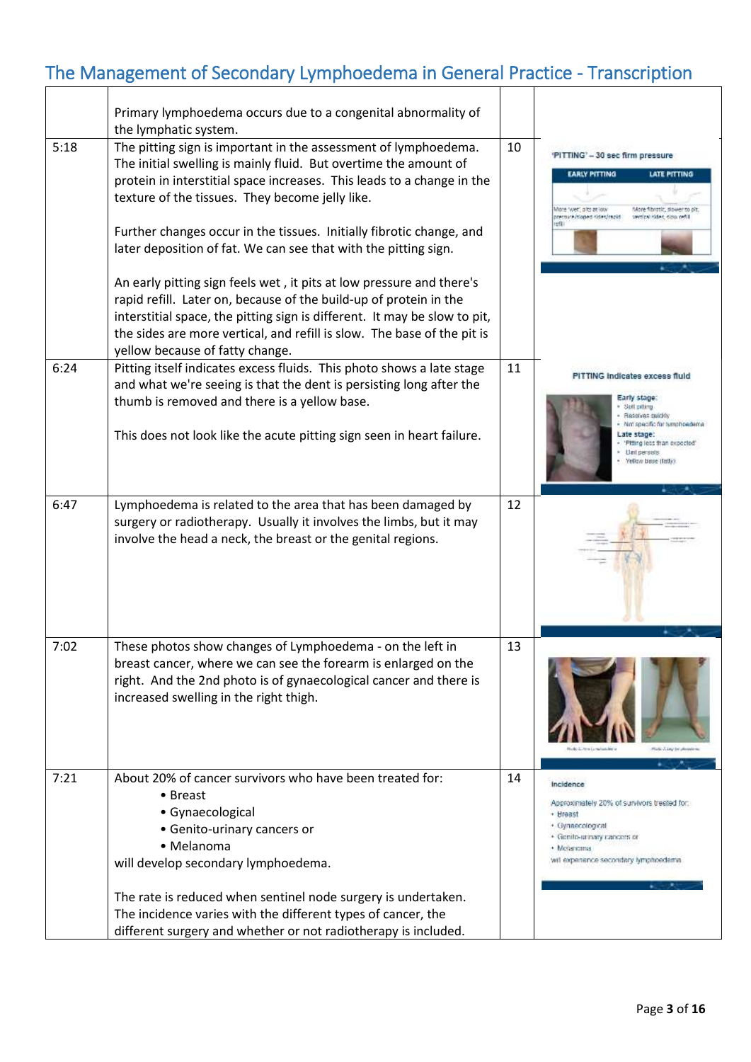## The Management of Secondary Lymphoedema in General Practice - Transcription

| | | | |
|---|---|---|---|
| | Primary lymphoedema occurs due to a congenital abnormality of the lymphatic system. | | |
| 5:18 | The pitting sign is important in the assessment of lymphoedema. The initial swelling is mainly fluid. But overtime the amount of protein in interstitial space increases. This leads to a change in the texture of the tissues. They become jelly like.<br><br>Further changes occur in the tissues. Initially fibrotic change, and later deposition of fat. We can see that with the pitting sign.<br><br>An early pitting sign feels wet , it pits at low pressure and there's rapid refill. Later on, because of the build-up of protein in the interstitial space, the pitting sign is different. It may be slow to pit, the sides are more vertical, and refill is slow. The base of the pit is yellow because of fatty change. | 10 | 'PITTING' – 30 sec firm pressure<br>EARLY PITTING / LATE PITTING<br>More 'wet', pits at low pressure/sloped sides/rapid refill / More fibrotic, slower to pit, vertical sides, slow refill |
| 6:24 | Pitting itself indicates excess fluids. This photo shows a late stage and what we're seeing is that the dent is persisting long after the thumb is removed and there is a yellow base.<br><br>This does not look like the acute pitting sign seen in heart failure. | 11 | PITTING indicates excess fluid<br>Early stage:<br>• Soft pitting<br>• Resolves quickly<br>• Not specific for lymphoedema<br>Late stage:<br>• 'Pitting less than expected'<br>• Dint persists<br>• Yellow base (fatty) |
| 6:47 | Lymphoedema is related to the area that has been damaged by surgery or radiotherapy. Usually it involves the limbs, but it may involve the head a neck, the breast or the genital regions. | 12 | |
| 7:02 | These photos show changes of Lymphoedema - on the left in breast cancer, where we can see the forearm is enlarged on the right. And the 2nd photo is of gynaecological cancer and there is increased swelling in the right thigh. | 13 | |
| 7:21 | About 20% of cancer survivors who have been treated for:<br>• Breast<br>• Gynaecological<br>• Genito-urinary cancers or<br>• Melanoma<br>will develop secondary lymphoedema.<br><br>The rate is reduced when sentinel node surgery is undertaken. The incidence varies with the different types of cancer, the different surgery and whether or not radiotherapy is included. | 14 | Incidence<br>Approximately 20% of survivors treated for:<br>• Breast<br>• Gynaecological<br>• Genito-urinary cancers or<br>• Melanoma<br>will experience secondary lymphoedema |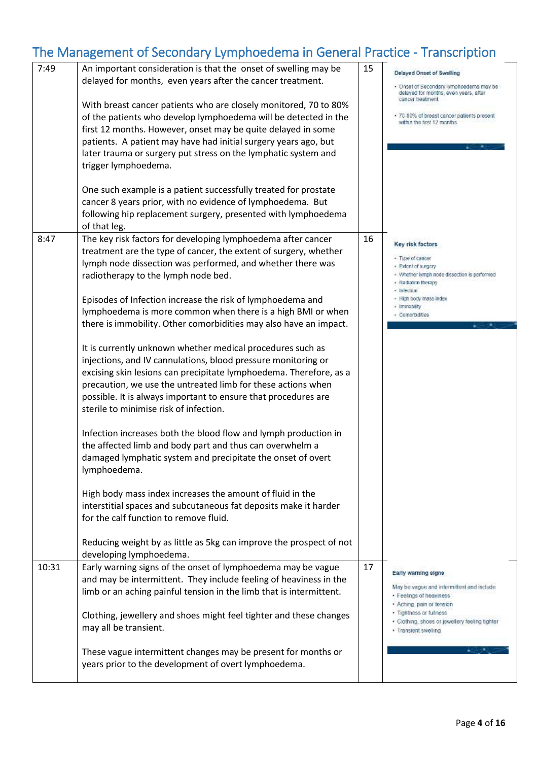# The Management of Secondary Lymphoedema in General Practice - Transcription

| | | | |
|---|---|---|---|
| 7:49 | An important consideration is that the onset of swelling may be delayed for months, even years after the cancer treatment.<br><br>With breast cancer patients who are closely monitored, 70 to 80% of the patients who develop lymphoedema will be detected in the first 12 months. However, onset may be quite delayed in some patients. A patient may have had initial surgery years ago, but later trauma or surgery put stress on the lymphatic system and trigger lymphoedema.<br><br>One such example is a patient successfully treated for prostate cancer 8 years prior, with no evidence of lymphoedema. But following hip replacement surgery, presented with lymphoedema of that leg. | 15 | **Delayed Onset of Swelling**<br>• Onset of Secondary lymphoedema may be delayed for months, even years, after cancer treatment<br>• 70-80% of breast cancer patients present within the first 12 months |
| 8:47 | The key risk factors for developing lymphoedema after cancer treatment are the type of cancer, the extent of surgery, whether lymph node dissection was performed, and whether there was radiotherapy to the lymph node bed.<br><br>Episodes of Infection increase the risk of lymphoedema and lymphoedema is more common when there is a high BMI or when there is immobility. Other comorbidities may also have an impact.<br><br>It is currently unknown whether medical procedures such as injections, and IV cannulations, blood pressure monitoring or excising skin lesions can precipitate lymphoedema. Therefore, as a precaution, we use the untreated limb for these actions when possible. It is always important to ensure that procedures are sterile to minimise risk of infection.<br><br>Infection increases both the blood flow and lymph production in the affected limb and body part and thus can overwhelm a damaged lymphatic system and precipitate the onset of overt lymphoedema.<br><br>High body mass index increases the amount of fluid in the interstitial spaces and subcutaneous fat deposits make it harder for the calf function to remove fluid.<br><br>Reducing weight by as little as 5kg can improve the prospect of not developing lymphoedema. | 16 | **Key risk factors**<br>• Type of cancer<br>• Extent of surgery<br>• Whether lymph node dissection is performed<br>• Radiation therapy<br>• Infection<br>• High body mass index<br>• Immobility<br>• Comorbidities |
| 10:31 | Early warning signs of the onset of lymphoedema may be vague and may be intermittent. They include feeling of heaviness in the limb or an aching painful tension in the limb that is intermittent.<br><br>Clothing, jewellery and shoes might feel tighter and these changes may all be transient.<br><br>These vague intermittent changes may be present for months or years prior to the development of overt lymphoedema. | 17 | **Early warning signs**<br>May be vague and intermittent and include<br>• Feelings of heaviness<br>• Aching, pain or tension<br>• Tightness or fullness<br>• Clothing, shoes or jewellery feeling tighter<br>• Transient swelling |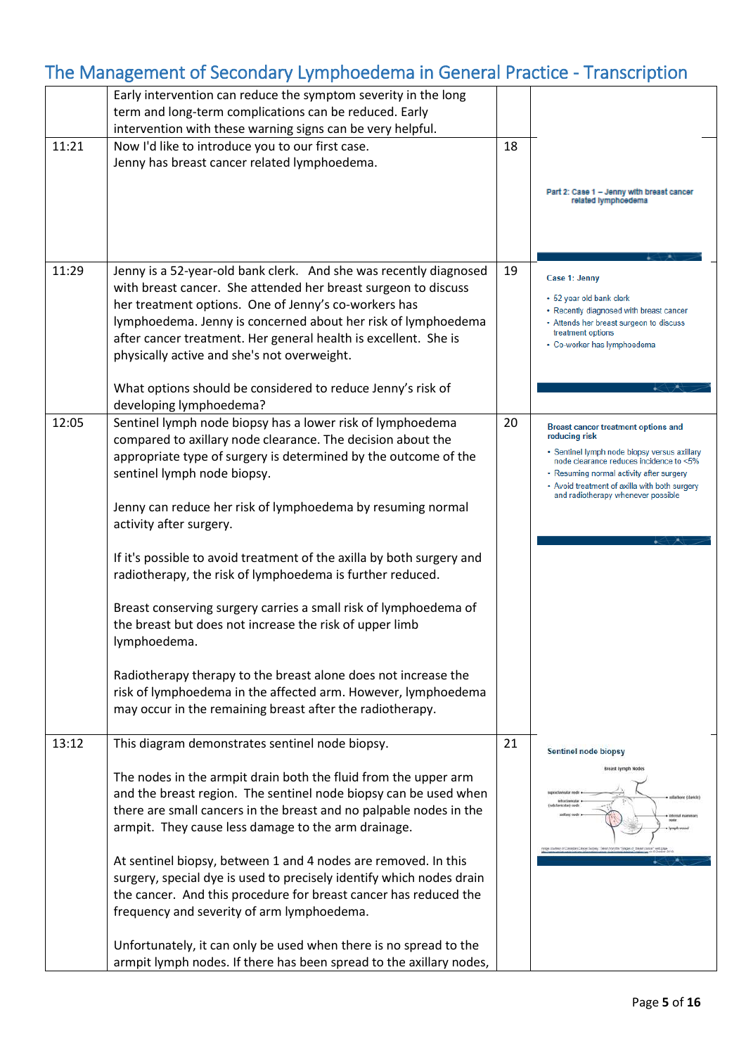# The Management of Secondary Lymphoedema in General Practice - Transcription

| | | | |
|---|---|---|---|
| | Early intervention can reduce the symptom severity in the long term and long-term complications can be reduced. Early intervention with these warning signs can be very helpful. | | |
| 11:21 | Now I'd like to introduce you to our first case.<br>Jenny has breast cancer related lymphoedema. | 18 | Part 2: Case 1 – Jenny with breast cancer related lymphoedema |
| 11:29 | Jenny is a 52-year-old bank clerk. And she was recently diagnosed with breast cancer. She attended her breast surgeon to discuss her treatment options. One of Jenny's co-workers has lymphoedema. Jenny is concerned about her risk of lymphoedema after cancer treatment. Her general health is excellent. She is physically active and she's not overweight.<br><br>What options should be considered to reduce Jenny's risk of developing lymphoedema? | 19 | Case 1: Jenny<br>• 52 year old bank clerk<br>• Recently diagnosed with breast cancer<br>• Attends her breast surgeon to discuss treatment options<br>• Co-worker has lymphoedema |
| 12:05 | Sentinel lymph node biopsy has a lower risk of lymphoedema compared to axillary node clearance. The decision about the appropriate type of surgery is determined by the outcome of the sentinel lymph node biopsy.<br><br>Jenny can reduce her risk of lymphoedema by resuming normal activity after surgery.<br><br>If it's possible to avoid treatment of the axilla by both surgery and radiotherapy, the risk of lymphoedema is further reduced.<br><br>Breast conserving surgery carries a small risk of lymphoedema of the breast but does not increase the risk of upper limb lymphoedema.<br><br>Radiotherapy therapy to the breast alone does not increase the risk of lymphoedema in the affected arm. However, lymphoedema may occur in the remaining breast after the radiotherapy. | 20 | Breast cancer treatment options and reducing risk<br>• Sentinel lymph node biopsy versus axillary node clearance reduces incidence to <5%<br>• Resuming normal activity after surgery<br>• Avoid treatment of axilla with both surgery and radiotherapy whenever possible |
| 13:12 | This diagram demonstrates sentinel node biopsy.<br><br>The nodes in the armpit drain both the fluid from the upper arm and the breast region. The sentinel node biopsy can be used when there are small cancers in the breast and no palpable nodes in the armpit. They cause less damage to the arm drainage.<br><br>At sentinel biopsy, between 1 and 4 nodes are removed. In this surgery, special dye is used to precisely identify which nodes drain the cancer. And this procedure for breast cancer has reduced the frequency and severity of arm lymphoedema.<br><br>Unfortunately, it can only be used when there is no spread to the armpit lymph nodes. If there has been spread to the axillary nodes, | 21 | Sentinel node biopsy<br>Breast lymph Nodes<br>supraclavicular node; infraclavicular (subclavicular) node; axillary node; collarbone (clavicle); internal mammary node; lymph vessel |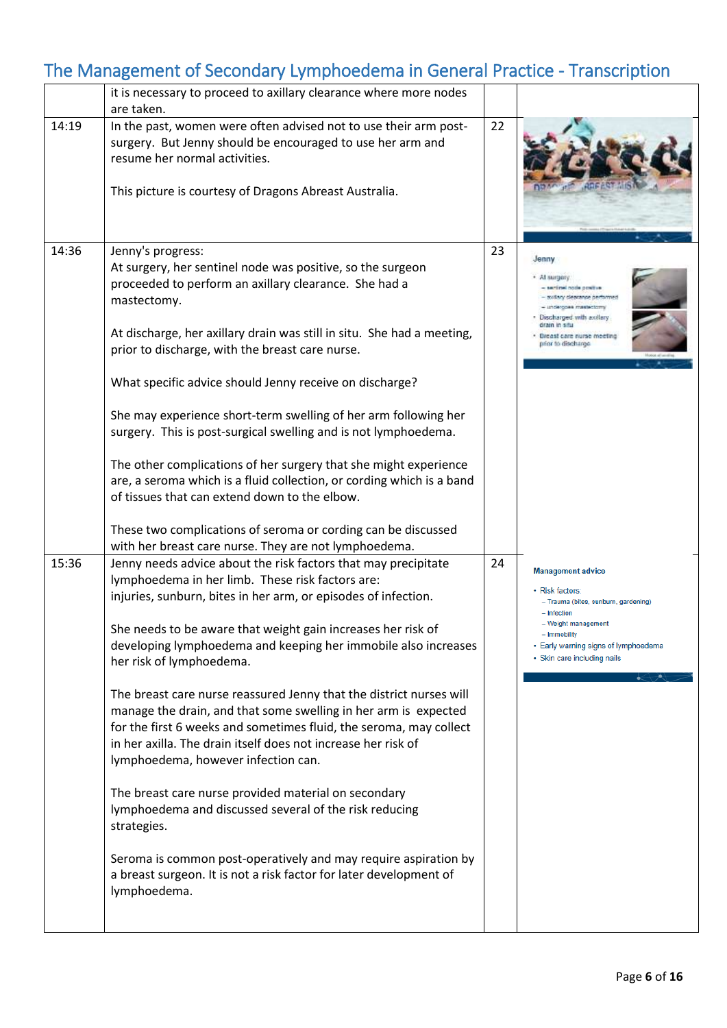| | | | |
|---|---|---|---|
| | it is necessary to proceed to axillary clearance where more nodes are taken. | | |
| 14:19 | In the past, women were often advised not to use their arm post-surgery. But Jenny should be encouraged to use her arm and resume her normal activities.<br><br>This picture is courtesy of Dragons Abreast Australia. | 22 | |
| 14:36 | Jenny's progress:<br>At surgery, her sentinel node was positive, so the surgeon proceeded to perform an axillary clearance. She had a mastectomy.<br><br>At discharge, her axillary drain was still in situ. She had a meeting, prior to discharge, with the breast care nurse.<br><br>What specific advice should Jenny receive on discharge?<br><br>She may experience short-term swelling of her arm following her surgery. This is post-surgical swelling and is not lymphoedema.<br><br>The other complications of her surgery that she might experience are, a seroma which is a fluid collection, or cording which is a band of tissues that can extend down to the elbow.<br><br>These two complications of seroma or cording can be discussed with her breast care nurse. They are not lymphoedema. | 23 | Jenny<br>• At surgery<br>– sentinel node positive<br>– axillary clearance performed<br>– undergoes mastectomy<br>• Discharged with axillary drain in situ<br>• Breast care nurse meeting prior to discharge |
| 15:36 | Jenny needs advice about the risk factors that may precipitate lymphoedema in her limb. These risk factors are:<br>injuries, sunburn, bites in her arm, or episodes of infection.<br><br>She needs to be aware that weight gain increases her risk of developing lymphoedema and keeping her immobile also increases her risk of lymphoedema.<br><br>The breast care nurse reassured Jenny that the district nurses will manage the drain, and that some swelling in her arm is expected for the first 6 weeks and sometimes fluid, the seroma, may collect in her axilla. The drain itself does not increase her risk of lymphoedema, however infection can.<br><br>The breast care nurse provided material on secondary lymphoedema and discussed several of the risk reducing strategies.<br><br>Seroma is common post-operatively and may require aspiration by a breast surgeon. It is not a risk factor for later development of lymphoedema. | 24 | Management advice<br>• Risk factors<br>– Trauma (bites, sunburn, gardening)<br>– Infection<br>– Weight management<br>– Immobility<br>• Early warning signs of lymphoedema<br>• Skin care including nails |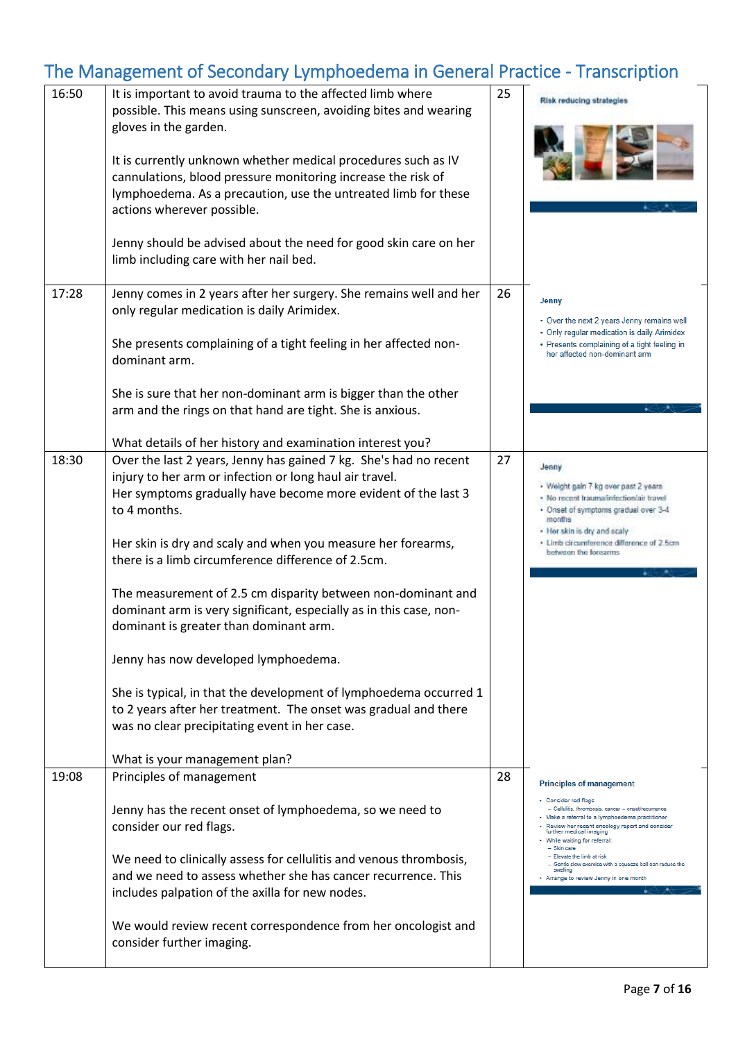# The Management of Secondary Lymphoedema in General Practice - Transcription

| | | | |
|---|---|---|---|
| 16:50 | It is important to avoid trauma to the affected limb where possible. This means using sunscreen, avoiding bites and wearing gloves in the garden.<br><br>It is currently unknown whether medical procedures such as IV cannulations, blood pressure monitoring increase the risk of lymphoedema. As a precaution, use the untreated limb for these actions wherever possible.<br><br>Jenny should be advised about the need for good skin care on her limb including care with her nail bed. | 25 | Risk reducing strategies |
| 17:28 | Jenny comes in 2 years after her surgery. She remains well and her only regular medication is daily Arimidex.<br><br>She presents complaining of a tight feeling in her affected non-dominant arm.<br><br>She is sure that her non-dominant arm is bigger than the other arm and the rings on that hand are tight. She is anxious.<br><br>What details of her history and examination interest you? | 26 | Jenny<br>• Over the next 2 years Jenny remains well<br>• Only regular medication is daily Arimidex<br>• Presents complaining of a tight feeling in her affected non-dominant arm |
| 18:30 | Over the last 2 years, Jenny has gained 7 kg. She's had no recent injury to her arm or infection or long haul air travel.<br>Her symptoms gradually have become more evident of the last 3 to 4 months.<br><br>Her skin is dry and scaly and when you measure her forearms, there is a limb circumference difference of 2.5cm.<br><br>The measurement of 2.5 cm disparity between non-dominant and dominant arm is very significant, especially as in this case, non-dominant is greater than dominant arm.<br><br>Jenny has now developed lymphoedema.<br><br>She is typical, in that the development of lymphoedema occurred 1 to 2 years after her treatment. The onset was gradual and there was no clear precipitating event in her case.<br><br>What is your management plan? | 27 | Jenny<br>• Weight gain 7 kg over past 2 years<br>• No recent trauma/infection/air travel<br>• Onset of symptoms gradual over 3-4 months<br>• Her skin is dry and scaly<br>• Limb circumference difference of 2.5cm between the forearms |
| 19:08 | Principles of management<br><br>Jenny has the recent onset of lymphoedema, so we need to consider our red flags.<br><br>We need to clinically assess for cellulitis and venous thrombosis, and we need to assess whether she has cancer recurrence. This includes palpation of the axilla for new nodes.<br><br>We would review recent correspondence from her oncologist and consider further imaging. | 28 | Principles of management<br>• Consider red flags<br>– Cellulitis, thrombosis, cancer – onset/recurrence<br>• Make a referral to a lymphoedema practitioner<br>• Review her recent oncology report and consider further medical imaging<br>• While waiting for referral:<br>– Skin care<br>– Elevate the limb at risk<br>– Gentle slow exercise with a squeeze ball can reduce the swelling<br>• Arrange to review Jenny in one month |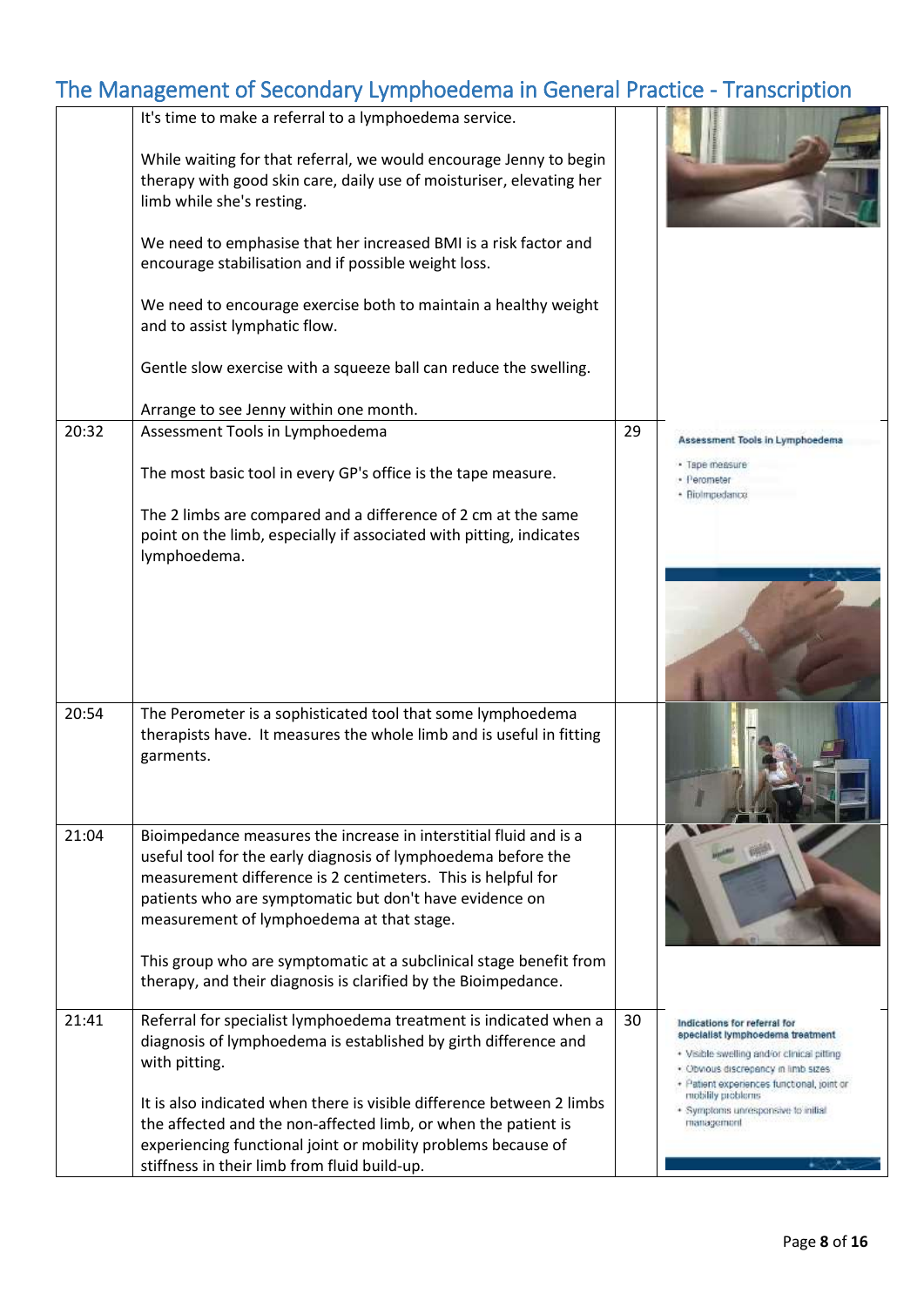## The Management of Secondary Lymphoedema in General Practice - Transcription

| | | | |
|---|---|---|---|
| | It's time to make a referral to a lymphoedema service.<br><br>While waiting for that referral, we would encourage Jenny to begin therapy with good skin care, daily use of moisturiser, elevating her limb while she's resting.<br><br>We need to emphasise that her increased BMI is a risk factor and encourage stabilisation and if possible weight loss.<br><br>We need to encourage exercise both to maintain a healthy weight and to assist lymphatic flow.<br><br>Gentle slow exercise with a squeeze ball can reduce the swelling.<br><br>Arrange to see Jenny within one month. | | |
| 20:32 | Assessment Tools in Lymphoedema<br><br>The most basic tool in every GP's office is the tape measure.<br><br>The 2 limbs are compared and a difference of 2 cm at the same point on the limb, especially if associated with pitting, indicates lymphoedema. | 29 | **Assessment Tools in Lymphoedema**<br>• Tape measure<br>• Perometer<br>• Bioimpedance |
| 20:54 | The Perometer is a sophisticated tool that some lymphoedema therapists have. It measures the whole limb and is useful in fitting garments. | | |
| 21:04 | Bioimpedance measures the increase in interstitial fluid and is a useful tool for the early diagnosis of lymphoedema before the measurement difference is 2 centimeters. This is helpful for patients who are symptomatic but don't have evidence on measurement of lymphoedema at that stage.<br><br>This group who are symptomatic at a subclinical stage benefit from therapy, and their diagnosis is clarified by the Bioimpedance. | | |
| 21:41 | Referral for specialist lymphoedema treatment is indicated when a diagnosis of lymphoedema is established by girth difference and with pitting.<br><br>It is also indicated when there is visible difference between 2 limbs the affected and the non-affected limb, or when the patient is experiencing functional joint or mobility problems because of stiffness in their limb from fluid build-up. | 30 | **Indications for referral for specialist lymphoedema treatment**<br>• Visible swelling and/or clinical pitting<br>• Obvious discrepancy in limb sizes<br>• Patient experiences functional, joint or mobility problems<br>• Symptoms unresponsive to initial management |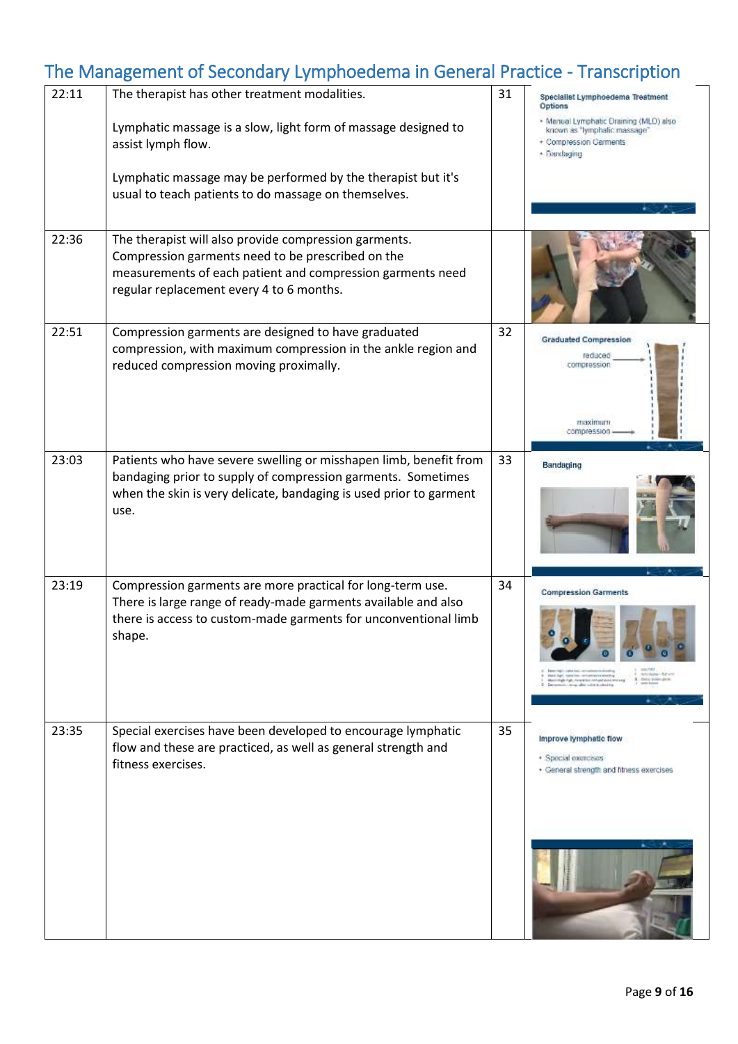## The Management of Secondary Lymphoedema in General Practice - Transcription

| | | | |
|---|---|---|---|
| 22:11 | The therapist has other treatment modalities.<br><br>Lymphatic massage is a slow, light form of massage designed to assist lymph flow.<br><br>Lymphatic massage may be performed by the therapist but it's usual to teach patients to do massage on themselves. | 31 | Specialist Lymphoedema Treatment Options<br>• Manual Lymphatic Draining (MLD) also known as "lymphatic massage"<br>• Compression Garments<br>• Bandaging |
| 22:36 | The therapist will also provide compression garments. Compression garments need to be prescribed on the measurements of each patient and compression garments need regular replacement every 4 to 6 months. | | |
| 22:51 | Compression garments are designed to have graduated compression, with maximum compression in the ankle region and reduced compression moving proximally. | 32 | Graduated Compression<br>reduced compression<br>maximum compression |
| 23:03 | Patients who have severe swelling or misshapen limb, benefit from bandaging prior to supply of compression garments. Sometimes when the skin is very delicate, bandaging is used prior to garment use. | 33 | Bandaging |
| 23:19 | Compression garments are more practical for long-term use. There is large range of ready-made garments available and also there is access to custom-made garments for unconventional limb shape. | 34 | Compression Garments |
| 23:35 | Special exercises have been developed to encourage lymphatic flow and these are practiced, as well as general strength and fitness exercises. | 35 | Improve lymphatic flow<br>• Special exercises<br>• General strength and fitness exercises |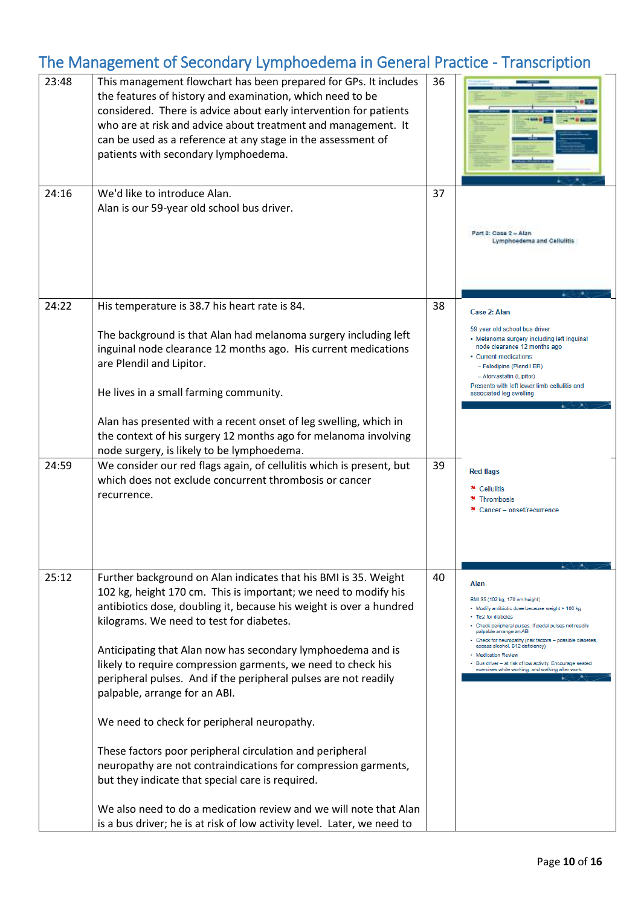# The Management of Secondary Lymphoedema in General Practice - Transcription

| | | | |
|---|---|---|---|
| 23:48 | This management flowchart has been prepared for GPs. It includes the features of history and examination, which need to be considered. There is advice about early intervention for patients who are at risk and advice about treatment and management. It can be used as a reference at any stage in the assessment of patients with secondary lymphoedema. | 36 | |
| 24:16 | We'd like to introduce Alan.<br>Alan is our 59-year old school bus driver. | 37 | Part 3: Case 2 – Alan<br>Lymphoedema and Cellulitis |
| 24:22 | His temperature is 38.7 his heart rate is 84.<br><br>The background is that Alan had melanoma surgery including left inguinal node clearance 12 months ago. His current medications are Plendil and Lipitor.<br><br>He lives in a small farming community.<br><br>Alan has presented with a recent onset of leg swelling, which in the context of his surgery 12 months ago for melanoma involving node surgery, is likely to be lymphoedema. | 38 | Case 2: Alan<br>59 year old school bus driver<br>• Melanoma surgery including left inguinal node clearance 12 months ago<br>• Current medications<br>– Felodipine (Plendil ER)<br>– Atorvastatin (Lipitor)<br>Presents with left lower limb cellulitis and associated leg swelling |
| 24:59 | We consider our red flags again, of cellulitis which is present, but which does not exclude concurrent thrombosis or cancer recurrence. | 39 | Red flags<br>* Cellulitis<br>* Thrombosis<br>* Cancer – onset/recurrence |
| 25:12 | Further background on Alan indicates that his BMI is 35. Weight 102 kg, height 170 cm. This is important; we need to modify his antibiotics dose, doubling it, because his weight is over a hundred kilograms. We need to test for diabetes.<br><br>Anticipating that Alan now has secondary lymphoedema and is likely to require compression garments, we need to check his peripheral pulses. And if the peripheral pulses are not readily palpable, arrange for an ABI.<br><br>We need to check for peripheral neuropathy.<br><br>These factors poor peripheral circulation and peripheral neuropathy are not contraindications for compression garments, but they indicate that special care is required.<br><br>We also need to do a medication review and we will note that Alan is a bus driver; he is at risk of low activity level. Later, we need to | 40 | Alan<br>BMI 35 (102 kg, 170 cm height)<br>• Modify antibiotic dose because weight > 100 kg<br>• Test for diabetes<br>• Check peripheral pulses. If pedal pulses not readily palpable arrange an ABI<br>• Check for neuropathy (risk factors – possible diabetes, excess alcohol, B12 deficiency)<br>• Medication Review<br>• Bus driver – at risk of low activity. Encourage seated exercises while working, and walking after work. |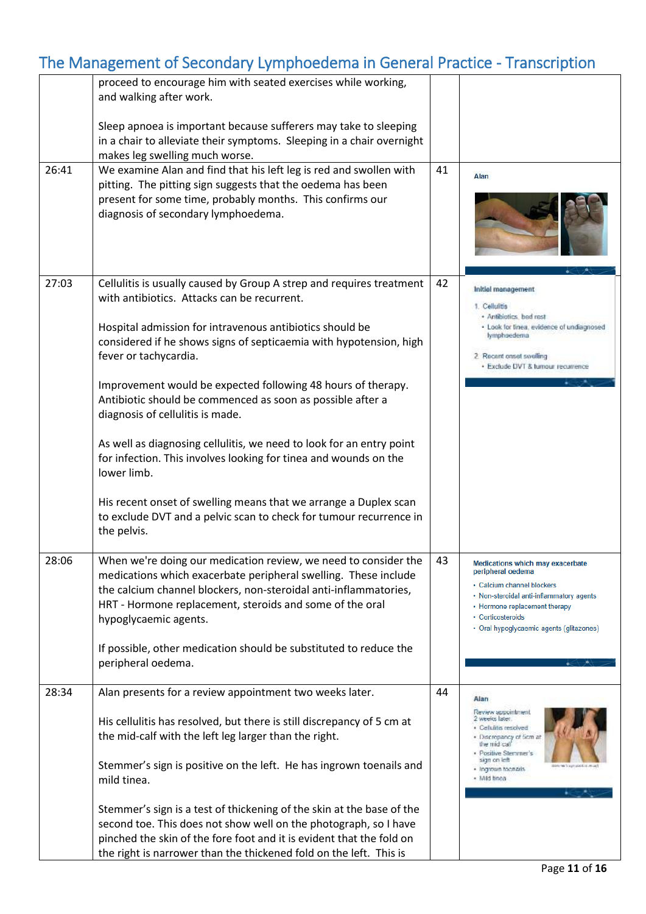## The Management of Secondary Lymphoedema in General Practice - Transcription

| | | | |
|---|---|---|---|
| | proceed to encourage him with seated exercises while working, and walking after work.<br><br>Sleep apnoea is important because sufferers may take to sleeping in a chair to alleviate their symptoms. Sleeping in a chair overnight makes leg swelling much worse. | | |
| 26:41 | We examine Alan and find that his left leg is red and swollen with pitting. The pitting sign suggests that the oedema has been present for some time, probably months. This confirms our diagnosis of secondary lymphoedema. | 41 | Alan |
| 27:03 | Cellulitis is usually caused by Group A strep and requires treatment with antibiotics. Attacks can be recurrent.<br><br>Hospital admission for intravenous antibiotics should be considered if he shows signs of septicaemia with hypotension, high fever or tachycardia.<br><br>Improvement would be expected following 48 hours of therapy. Antibiotic should be commenced as soon as possible after a diagnosis of cellulitis is made.<br><br>As well as diagnosing cellulitis, we need to look for an entry point for infection. This involves looking for tinea and wounds on the lower limb.<br><br>His recent onset of swelling means that we arrange a Duplex scan to exclude DVT and a pelvic scan to check for tumour recurrence in the pelvis. | 42 | Initial management<br>1. Cellulitis<br>• Antibiotics, bed rest<br>• Look for tinea, evidence of undiagnosed lymphoedema<br>2. Recent onset swelling<br>• Exclude DVT & tumour recurrence |
| 28:06 | When we're doing our medication review, we need to consider the medications which exacerbate peripheral swelling. These include the calcium channel blockers, non-steroidal anti-inflammatories, HRT - Hormone replacement, steroids and some of the oral hypoglycaemic agents.<br><br>If possible, other medication should be substituted to reduce the peripheral oedema. | 43 | Medications which may exacerbate peripheral oedema<br>• Calcium channel blockers<br>• Non-steroidal anti-inflammatory agents<br>• Hormone replacement therapy<br>• Corticosteroids<br>• Oral hypoglycaemic agents (glitazones) |
| 28:34 | Alan presents for a review appointment two weeks later.<br><br>His cellulitis has resolved, but there is still discrepancy of 5 cm at the mid-calf with the left leg larger than the right.<br><br>Stemmer's sign is positive on the left. He has ingrown toenails and mild tinea.<br><br>Stemmer's sign is a test of thickening of the skin at the base of the second toe. This does not show well on the photograph, so I have pinched the skin of the fore foot and it is evident that the fold on the right is narrower than the thickened fold on the left. This is | 44 | Alan<br>Review appointment 2 weeks later.<br>• Cellulitis resolved<br>• Discrepancy of 5cm at the mid calf<br>• Positive Stemmer's sign on left<br>• Ingrown toenails<br>• Mild tinea |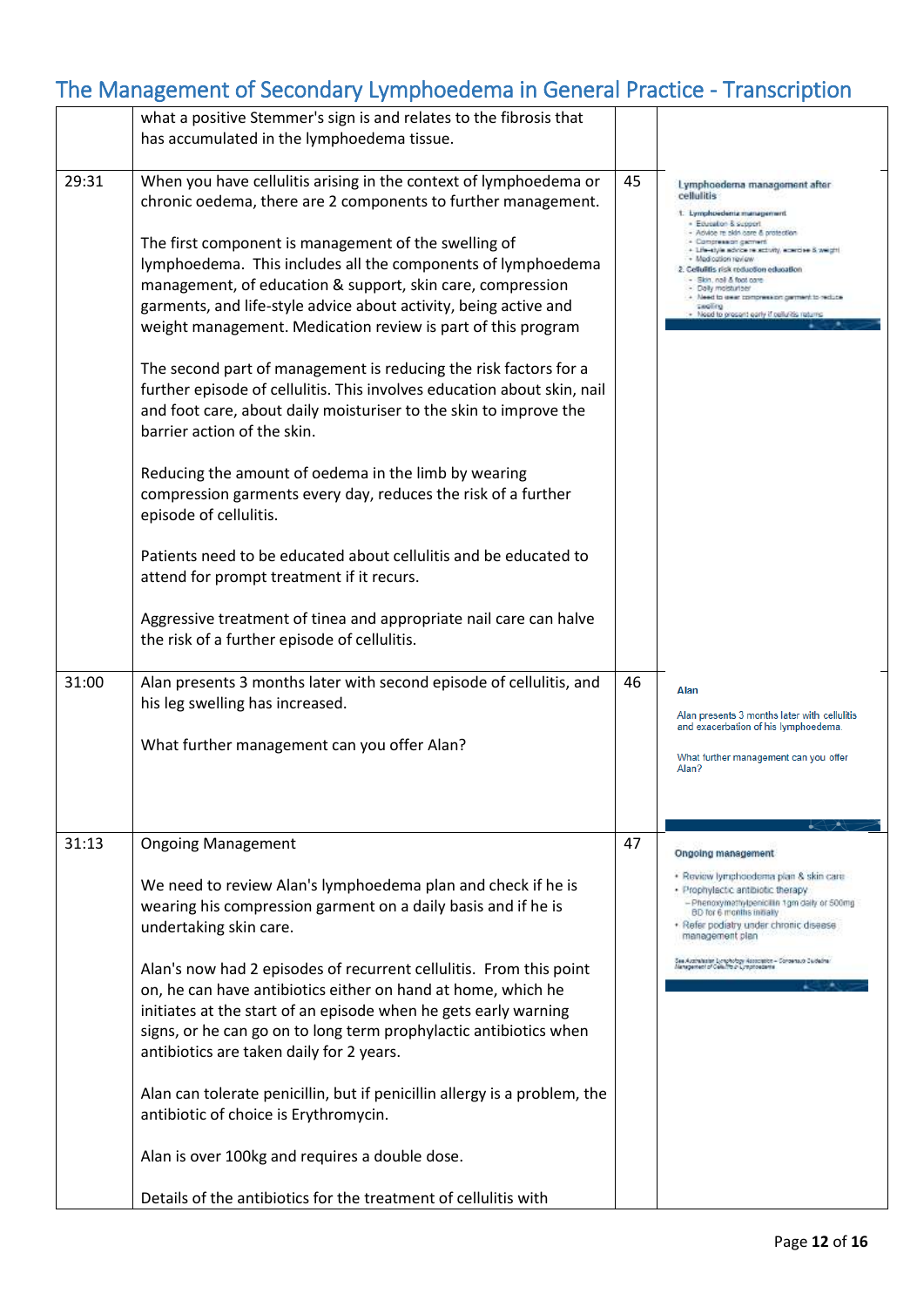| | | | |
|---|---|---|---|
| | what a positive Stemmer's sign is and relates to the fibrosis that has accumulated in the lymphoedema tissue. | | |
| 29:31 | When you have cellulitis arising in the context of lymphoedema or chronic oedema, there are 2 components to further management.<br><br>The first component is management of the swelling of lymphoedema. This includes all the components of lymphoedema management, of education & support, skin care, compression garments, and life-style advice about activity, being active and weight management. Medication review is part of this program<br><br>The second part of management is reducing the risk factors for a further episode of cellulitis. This involves education about skin, nail and foot care, about daily moisturiser to the skin to improve the barrier action of the skin.<br><br>Reducing the amount of oedema in the limb by wearing compression garments every day, reduces the risk of a further episode of cellulitis.<br><br>Patients need to be educated about cellulitis and be educated to attend for prompt treatment if it recurs.<br><br>Aggressive treatment of tinea and appropriate nail care can halve the risk of a further episode of cellulitis. | 45 | Lymphoedema management after cellulitis<br>1. Lymphoedema management<br>• Education & support<br>• Advice re skin care & protection<br>• Compression garment<br>• Life-style advice re activity, exercise & weight<br>• Medication review<br>2. Cellulitis risk reduction education<br>• Skin, nail & foot care<br>• Daily moisturiser<br>• Need to wear compression garment to reduce swelling<br>• Need to present early if cellulitis returns |
| 31:00 | Alan presents 3 months later with second episode of cellulitis, and his leg swelling has increased.<br><br>What further management can you offer Alan? | 46 | Alan<br>Alan presents 3 months later with cellulitis and exacerbation of his lymphoedema.<br>What further management can you offer Alan? |
| 31:13 | Ongoing Management<br><br>We need to review Alan's lymphoedema plan and check if he is wearing his compression garment on a daily basis and if he is undertaking skin care.<br><br>Alan's now had 2 episodes of recurrent cellulitis. From this point on, he can have antibiotics either on hand at home, which he initiates at the start of an episode when he gets early warning signs, or he can go on to long term prophylactic antibiotics when antibiotics are taken daily for 2 years.<br><br>Alan can tolerate penicillin, but if penicillin allergy is a problem, the antibiotic of choice is Erythromycin.<br><br>Alan is over 100kg and requires a double dose.<br><br>Details of the antibiotics for the treatment of cellulitis with | 47 | Ongoing management<br>• Review lymphoedema plan & skin care<br>• Prophylactic antibiotic therapy<br>– Phenoxymethylpenicillin 1gm daily or 500mg BD for 6 months initially<br>• Refer podiatry under chronic disease management plan<br>See Australasian Lymphology Association – Consensus Guideline Management of Cellulitis in Lymphoedema |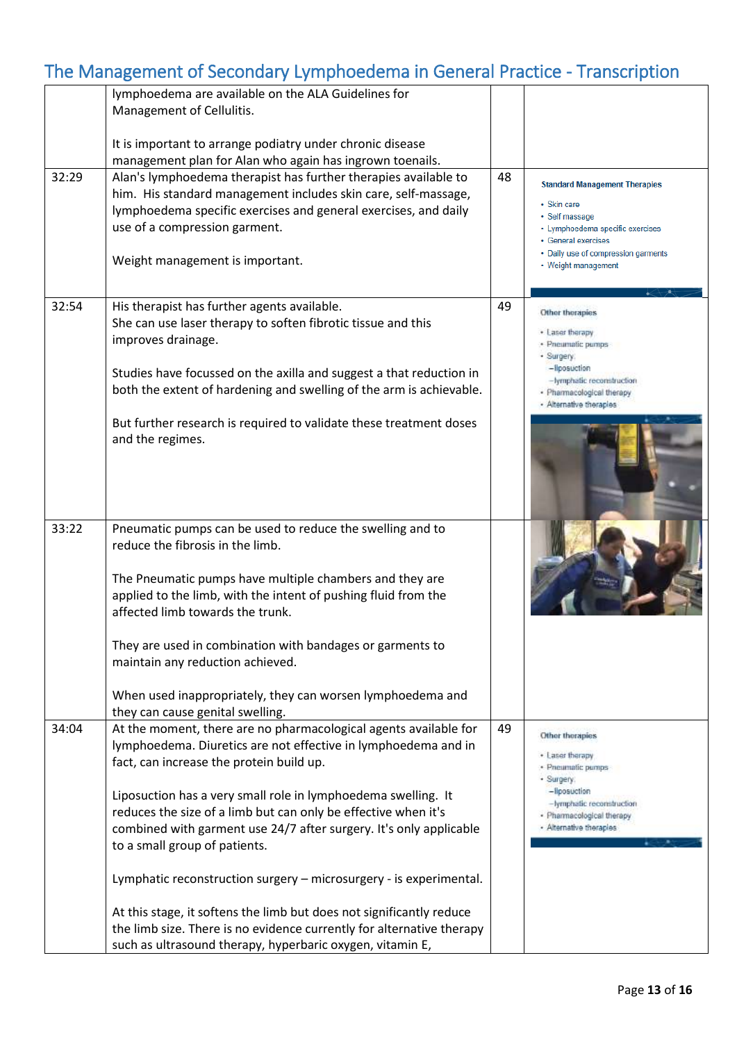| | | | |
|---|---|---|---|
| | lymphoedema are available on the ALA Guidelines for Management of Cellulitis.<br><br>It is important to arrange podiatry under chronic disease management plan for Alan who again has ingrown toenails. | | |
| 32:29 | Alan's lymphoedema therapist has further therapies available to him. His standard management includes skin care, self-massage, lymphoedema specific exercises and general exercises, and daily use of a compression garment.<br><br>Weight management is important. | 48 | **Standard Management Therapies**<br>• Skin care<br>• Self massage<br>• Lymphoedema specific exercises<br>• General exercises<br>• Daily use of compression garments<br>• Weight management |
| 32:54 | His therapist has further agents available.<br>She can use laser therapy to soften fibrotic tissue and this improves drainage.<br><br>Studies have focussed on the axilla and suggest a that reduction in both the extent of hardening and swelling of the arm is achievable.<br><br>But further research is required to validate these treatment doses and the regimes. | 49 | **Other therapies**<br>• Laser therapy<br>• Pneumatic pumps<br>• Surgery<br>–liposuction<br>–lymphatic reconstruction<br>• Pharmacological therapy<br>• Alternative therapies |
| 33:22 | Pneumatic pumps can be used to reduce the swelling and to reduce the fibrosis in the limb.<br><br>The Pneumatic pumps have multiple chambers and they are applied to the limb, with the intent of pushing fluid from the affected limb towards the trunk.<br><br>They are used in combination with bandages or garments to maintain any reduction achieved.<br><br>When used inappropriately, they can worsen lymphoedema and they can cause genital swelling. | | |
| 34:04 | At the moment, there are no pharmacological agents available for lymphoedema. Diuretics are not effective in lymphoedema and in fact, can increase the protein build up.<br><br>Liposuction has a very small role in lymphoedema swelling. It reduces the size of a limb but can only be effective when it's combined with garment use 24/7 after surgery. It's only applicable to a small group of patients.<br><br>Lymphatic reconstruction surgery – microsurgery - is experimental.<br><br>At this stage, it softens the limb but does not significantly reduce the limb size. There is no evidence currently for alternative therapy such as ultrasound therapy, hyperbaric oxygen, vitamin E, | 49 | **Other therapies**<br>• Laser therapy<br>• Pneumatic pumps<br>• Surgery<br>–liposuction<br>–lymphatic reconstruction<br>• Pharmacological therapy<br>• Alternative therapies |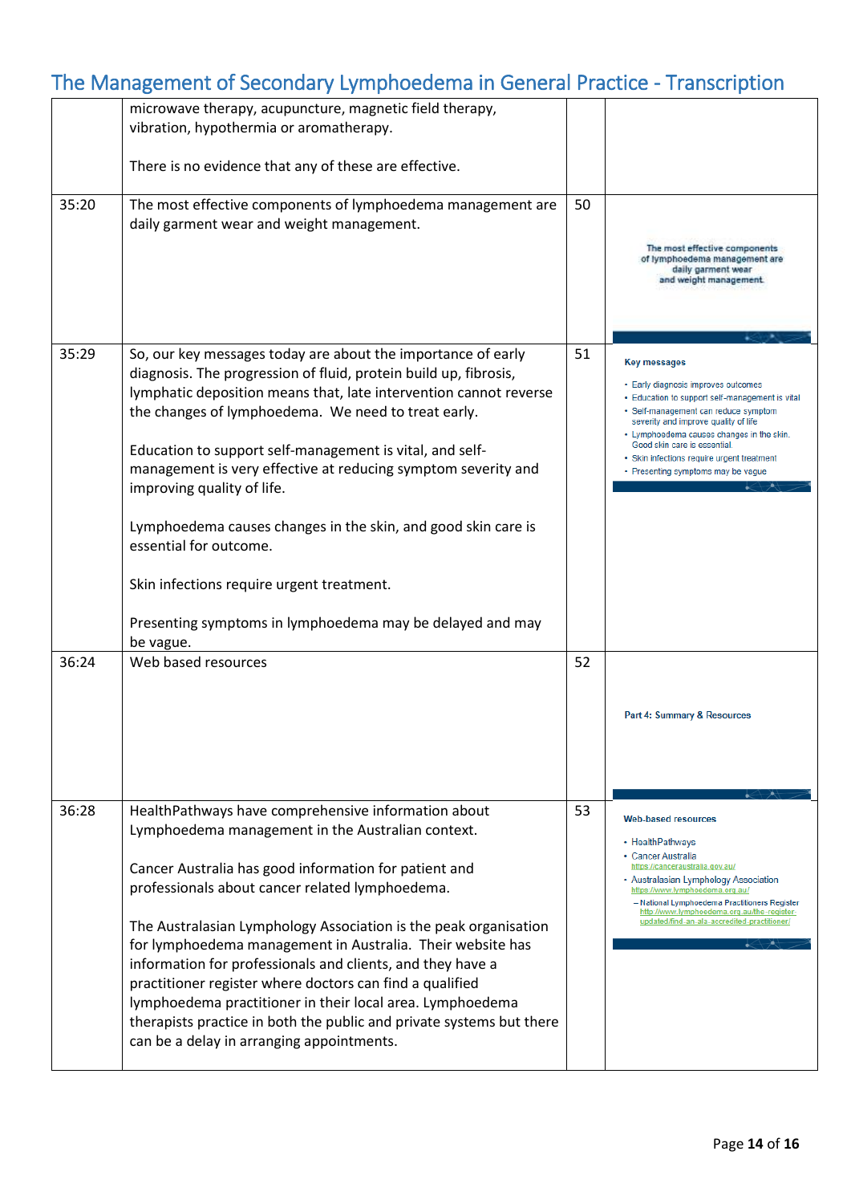| | | | |
|---|---|---|---|
| | microwave therapy, acupuncture, magnetic field therapy, vibration, hypothermia or aromatherapy.<br><br>There is no evidence that any of these are effective. | | |
| 35:20 | The most effective components of lymphoedema management are daily garment wear and weight management. | 50 | The most effective components of lymphoedema management are daily garment wear and weight management. |
| 35:29 | So, our key messages today are about the importance of early diagnosis. The progression of fluid, protein build up, fibrosis, lymphatic deposition means that, late intervention cannot reverse the changes of lymphoedema. We need to treat early.<br><br>Education to support self-management is vital, and self-management is very effective at reducing symptom severity and improving quality of life.<br><br>Lymphoedema causes changes in the skin, and good skin care is essential for outcome.<br><br>Skin infections require urgent treatment.<br><br>Presenting symptoms in lymphoedema may be delayed and may be vague. | 51 | **Key messages**<br>• Early diagnosis improves outcomes<br>• Education to support self-management is vital<br>• Self-management can reduce symptom severity and improve quality of life<br>• Lymphoedema causes changes in the skin. Good skin care is essential.<br>• Skin infections require urgent treatment<br>• Presenting symptoms may be vague |
| 36:24 | Web based resources | 52 | Part 4: Summary & Resources |
| 36:28 | HealthPathways have comprehensive information about Lymphoedema management in the Australian context.<br><br>Cancer Australia has good information for patient and professionals about cancer related lymphoedema.<br><br>The Australasian Lymphology Association is the peak organisation for lymphoedema management in Australia. Their website has information for professionals and clients, and they have a practitioner register where doctors can find a qualified lymphoedema practitioner in their local area. Lymphoedema therapists practice in both the public and private systems but there can be a delay in arranging appointments. | 53 | **Web-based resources**<br>• HealthPathways<br>• Cancer Australia https://canceraustralia.gov.au/<br>• Australasian Lymphology Association https://www.lymphoedema.org.au/<br>– National Lymphoedema Practitioners Register http://www.lymphoedema.org.au/the-register-updated/find-an-ala-accredited-practitioner/ |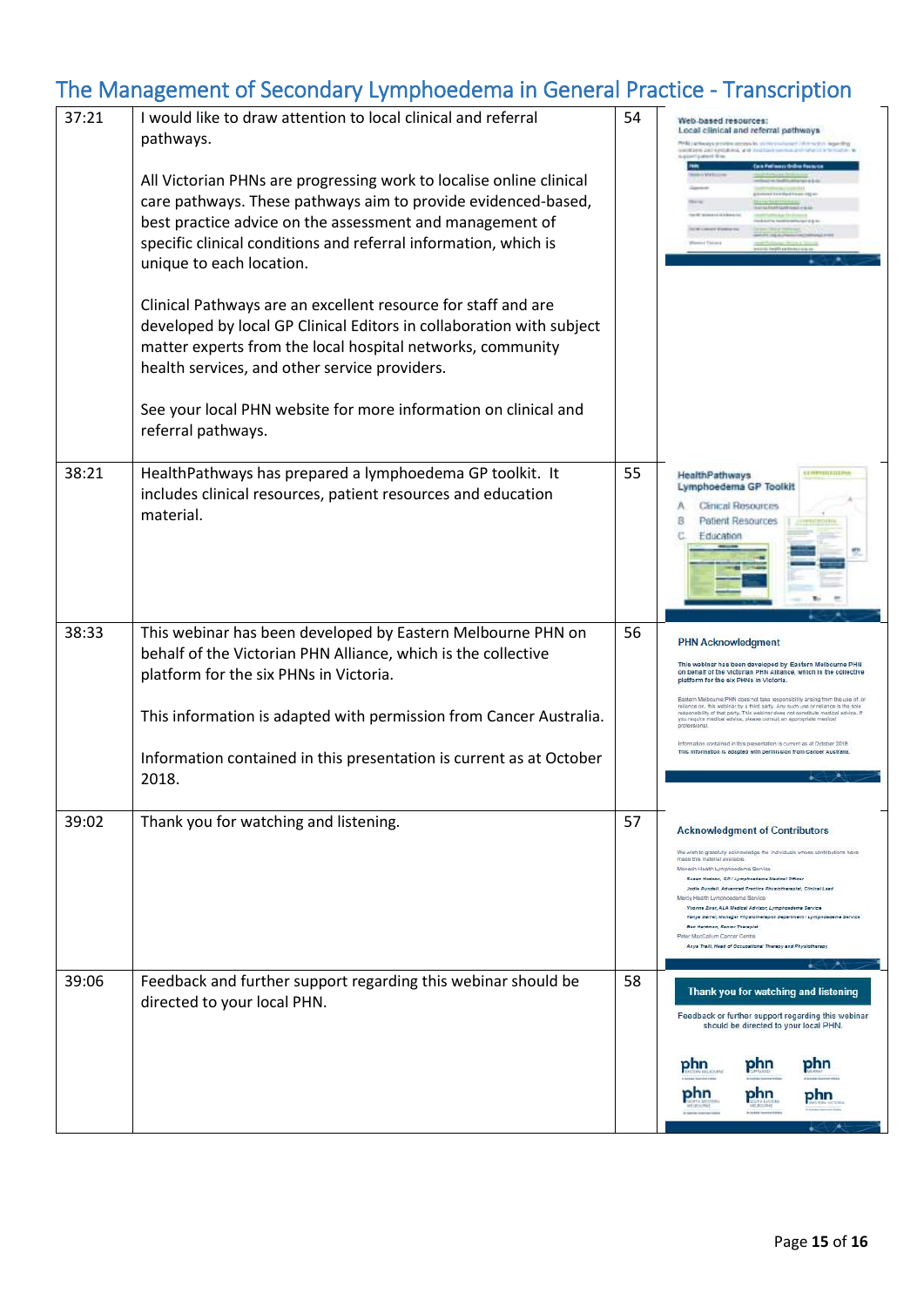## The Management of Secondary Lymphoedema in General Practice - Transcription

| | | | |
|---|---|---|---|
| 37:21 | I would like to draw attention to local clinical and referral pathways.<br><br>All Victorian PHNs are progressing work to localise online clinical care pathways. These pathways aim to provide evidenced-based, best practice advice on the assessment and management of specific clinical conditions and referral information, which is unique to each location.<br><br>Clinical Pathways are an excellent resource for staff and are developed by local GP Clinical Editors in collaboration with subject matter experts from the local hospital networks, community health services, and other service providers.<br><br>See your local PHN website for more information on clinical and referral pathways. | 54 | Web-based resources: Local clinical and referral pathways |
| 38:21 | HealthPathways has prepared a lymphoedema GP toolkit. It includes clinical resources, patient resources and education material. | 55 | HealthPathways Lymphoedema GP Toolkit<br>A Clinical Resources<br>B Patient Resources<br>C Education |
| 38:33 | This webinar has been developed by Eastern Melbourne PHN on behalf of the Victorian PHN Alliance, which is the collective platform for the six PHNs in Victoria.<br><br>This information is adapted with permission from Cancer Australia.<br><br>Information contained in this presentation is current as at October 2018. | 56 | PHN Acknowledgment |
| 39:02 | Thank you for watching and listening. | 57 | Acknowledgment of Contributors |
| 39:06 | Feedback and further support regarding this webinar should be directed to your local PHN. | 58 | Thank you for watching and listening<br>Feedback or further support regarding this webinar should be directed to your local PHN. |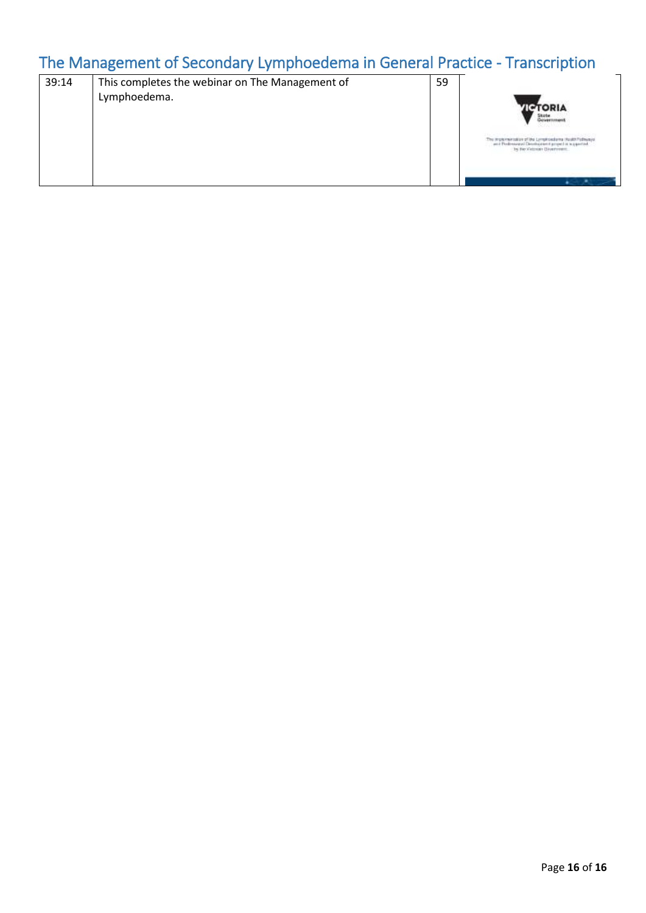| | | | |
|---|---|---|---|
| 39:14 | This completes the webinar on The Management of Lymphoedema. | 59 | |